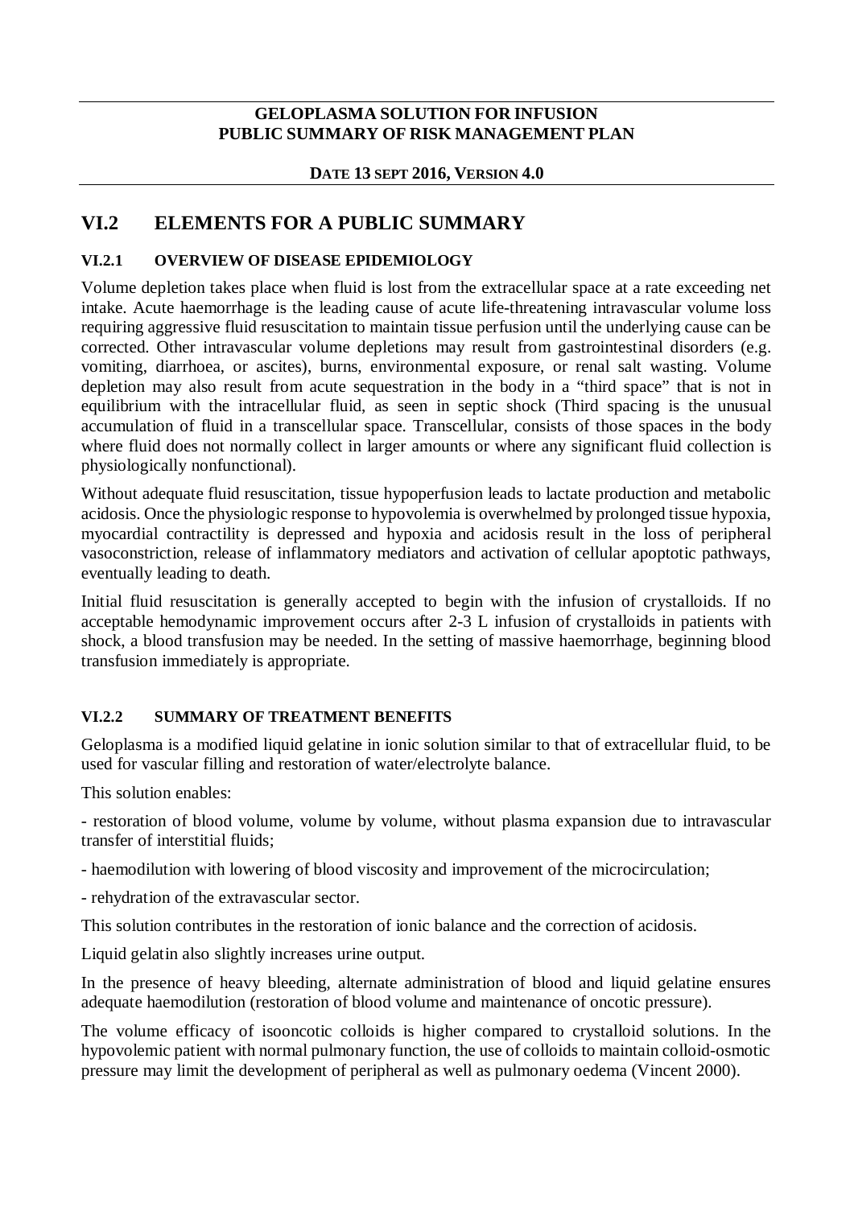**GELOPLASMA SOLUTION FOR INFUSION**
**PUBLIC SUMMARY OF RISK MANAGEMENT PLAN**

**DATE 13 SEPT 2016, VERSION 4.0**

# VI.2 ELEMENTS FOR A PUBLIC SUMMARY

## VI.2.1 OVERVIEW OF DISEASE EPIDEMIOLOGY

Volume depletion takes place when fluid is lost from the extracellular space at a rate exceeding net intake. Acute haemorrhage is the leading cause of acute life-threatening intravascular volume loss requiring aggressive fluid resuscitation to maintain tissue perfusion until the underlying cause can be corrected. Other intravascular volume depletions may result from gastrointestinal disorders (e.g. vomiting, diarrhoea, or ascites), burns, environmental exposure, or renal salt wasting. Volume depletion may also result from acute sequestration in the body in a "third space" that is not in equilibrium with the intracellular fluid, as seen in septic shock (Third spacing is the unusual accumulation of fluid in a transcellular space. Transcellular, consists of those spaces in the body where fluid does not normally collect in larger amounts or where any significant fluid collection is physiologically nonfunctional).

Without adequate fluid resuscitation, tissue hypoperfusion leads to lactate production and metabolic acidosis. Once the physiologic response to hypovolemia is overwhelmed by prolonged tissue hypoxia, myocardial contractility is depressed and hypoxia and acidosis result in the loss of peripheral vasoconstriction, release of inflammatory mediators and activation of cellular apoptotic pathways, eventually leading to death.

Initial fluid resuscitation is generally accepted to begin with the infusion of crystalloids. If no acceptable hemodynamic improvement occurs after 2-3 L infusion of crystalloids in patients with shock, a blood transfusion may be needed. In the setting of massive haemorrhage, beginning blood transfusion immediately is appropriate.

## VI.2.2 SUMMARY OF TREATMENT BENEFITS

Geloplasma is a modified liquid gelatine in ionic solution similar to that of extracellular fluid, to be used for vascular filling and restoration of water/electrolyte balance.

This solution enables:

- restoration of blood volume, volume by volume, without plasma expansion due to intravascular transfer of interstitial fluids;

- haemodilution with lowering of blood viscosity and improvement of the microcirculation;

- rehydration of the extravascular sector.

This solution contributes in the restoration of ionic balance and the correction of acidosis.

Liquid gelatin also slightly increases urine output.

In the presence of heavy bleeding, alternate administration of blood and liquid gelatine ensures adequate haemodilution (restoration of blood volume and maintenance of oncotic pressure).

The volume efficacy of isooncotic colloids is higher compared to crystalloid solutions. In the hypovolemic patient with normal pulmonary function, the use of colloids to maintain colloid-osmotic pressure may limit the development of peripheral as well as pulmonary oedema (Vincent 2000).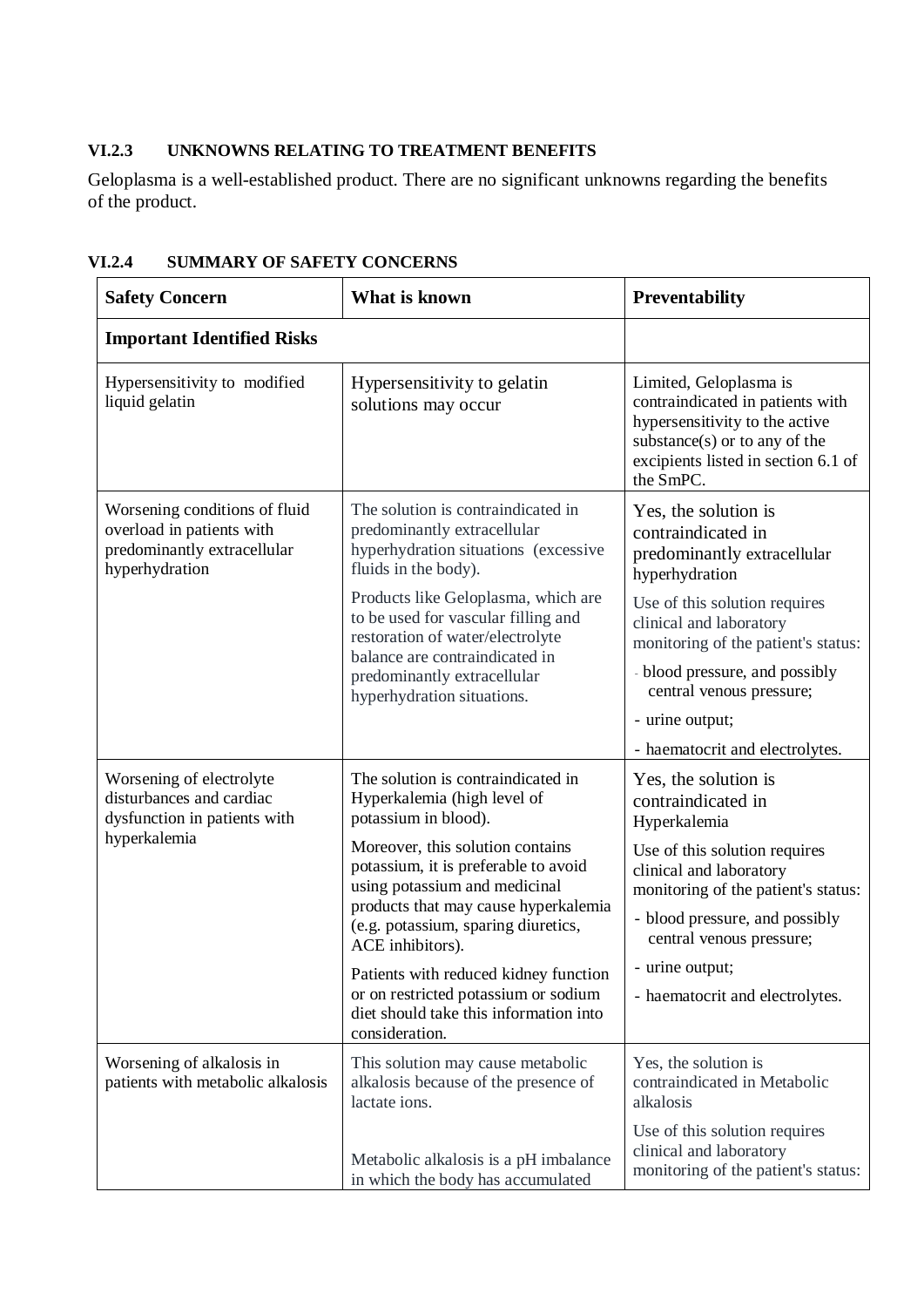### VI.2.3 UNKNOWNS RELATING TO TREATMENT BENEFITS

Geloplasma is a well-established product. There are no significant unknowns regarding the benefits of the product.

### VI.2.4 SUMMARY OF SAFETY CONCERNS

| Safety Concern | What is known | Preventability |
|---|---|---|
| **Important Identified Risks** | | |
| Hypersensitivity to modified liquid gelatin | Hypersensitivity to gelatin solutions may occur | Limited, Geloplasma is contraindicated in patients with hypersensitivity to the active substance(s) or to any of the excipients listed in section 6.1 of the SmPC. |
| Worsening conditions of fluid overload in patients with predominantly extracellular hyperhydration | The solution is contraindicated in predominantly extracellular hyperhydration situations (excessive fluids in the body).<br><br>Products like Geloplasma, which are to be used for vascular filling and restoration of water/electrolyte balance are contraindicated in predominantly extracellular hyperhydration situations. | Yes, the solution is contraindicated in predominantly extracellular hyperhydration<br><br>Use of this solution requires clinical and laboratory monitoring of the patient's status:<br>- blood pressure, and possibly central venous pressure;<br>- urine output;<br>- haematocrit and electrolytes. |
| Worsening of electrolyte disturbances and cardiac dysfunction in patients with hyperkalemia | The solution is contraindicated in Hyperkalemia (high level of potassium in blood).<br><br>Moreover, this solution contains potassium, it is preferable to avoid using potassium and medicinal products that may cause hyperkalemia (e.g. potassium, sparing diuretics, ACE inhibitors).<br><br>Patients with reduced kidney function or on restricted potassium or sodium diet should take this information into consideration. | Yes, the solution is contraindicated in Hyperkalemia<br><br>Use of this solution requires clinical and laboratory monitoring of the patient's status:<br>- blood pressure, and possibly central venous pressure;<br>- urine output;<br>- haematocrit and electrolytes. |
| Worsening of alkalosis in patients with metabolic alkalosis | This solution may cause metabolic alkalosis because of the presence of lactate ions.<br><br>Metabolic alkalosis is a pH imbalance in which the body has accumulated | Yes, the solution is contraindicated in Metabolic alkalosis<br><br>Use of this solution requires clinical and laboratory monitoring of the patient's status: |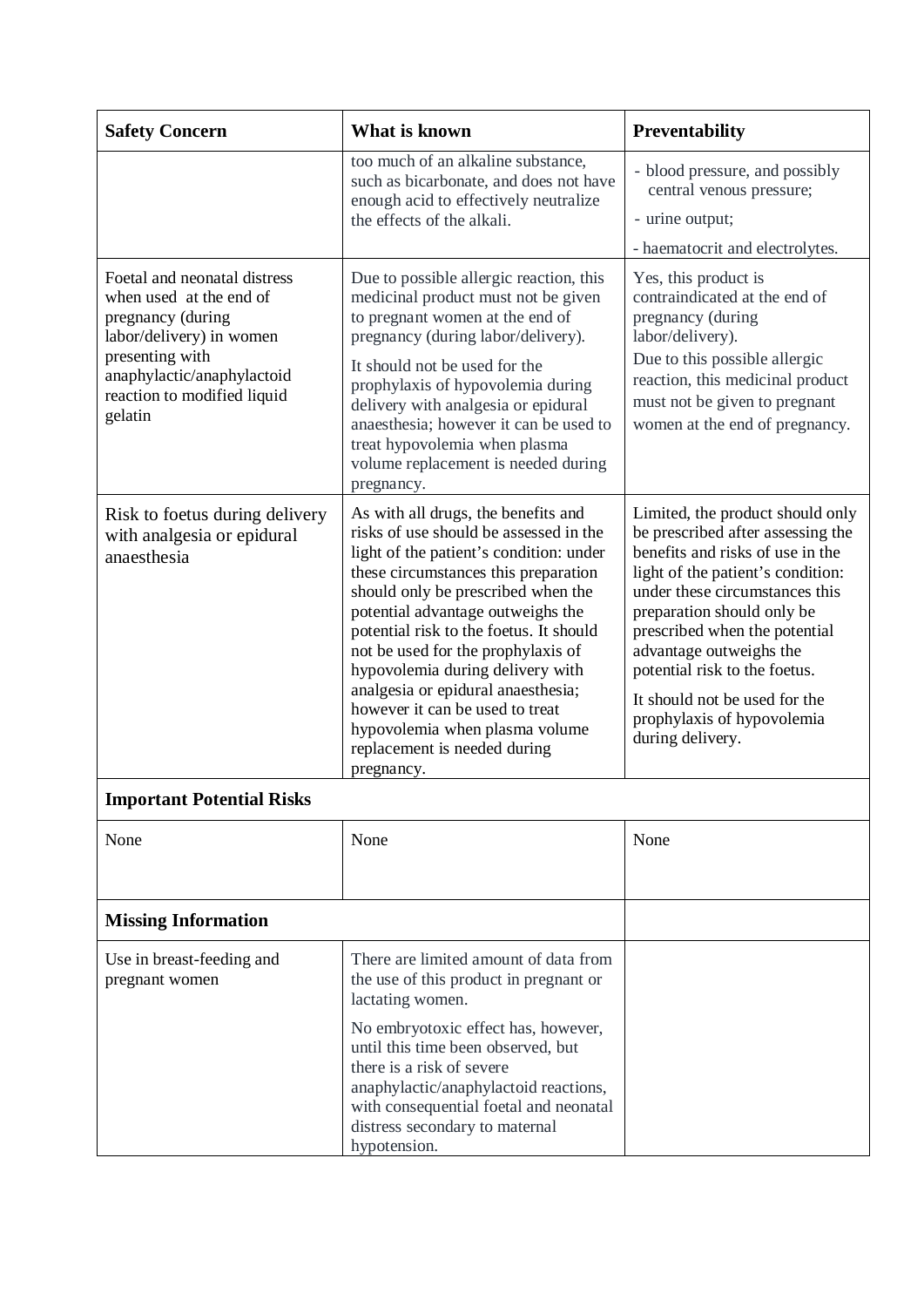| Safety Concern | What is known | Preventability |
|---|---|---|
| | too much of an alkaline substance, such as bicarbonate, and does not have enough acid to effectively neutralize the effects of the alkali. | - blood pressure, and possibly central venous pressure;<br>- urine output;<br>- haematocrit and electrolytes. |
| Foetal and neonatal distress when used at the end of pregnancy (during labor/delivery) in women presenting with anaphylactic/anaphylactoid reaction to modified liquid gelatin | Due to possible allergic reaction, this medicinal product must not be given to pregnant women at the end of pregnancy (during labor/delivery).<br>It should not be used for the prophylaxis of hypovolemia during delivery with analgesia or epidural anaesthesia; however it can be used to treat hypovolemia when plasma volume replacement is needed during pregnancy. | Yes, this product is contraindicated at the end of pregnancy (during labor/delivery).<br>Due to this possible allergic reaction, this medicinal product must not be given to pregnant women at the end of pregnancy. |
| Risk to foetus during delivery with analgesia or epidural anaesthesia | As with all drugs, the benefits and risks of use should be assessed in the light of the patient's condition: under these circumstances this preparation should only be prescribed when the potential advantage outweighs the potential risk to the foetus. It should not be used for the prophylaxis of hypovolemia during delivery with analgesia or epidural anaesthesia; however it can be used to treat hypovolemia when plasma volume replacement is needed during pregnancy. | Limited, the product should only be prescribed after assessing the benefits and risks of use in the light of the patient's condition: under these circumstances this preparation should only be prescribed when the potential advantage outweighs the potential risk to the foetus.<br>It should not be used for the prophylaxis of hypovolemia during delivery. |
| **Important Potential Risks** | | |
| None | None | None |
| **Missing Information** | | |
| Use in breast-feeding and pregnant women | There are limited amount of data from the use of this product in pregnant or lactating women.<br>No embryotoxic effect has, however, until this time been observed, but there is a risk of severe anaphylactic/anaphylactoid reactions, with consequential foetal and neonatal distress secondary to maternal hypotension. | |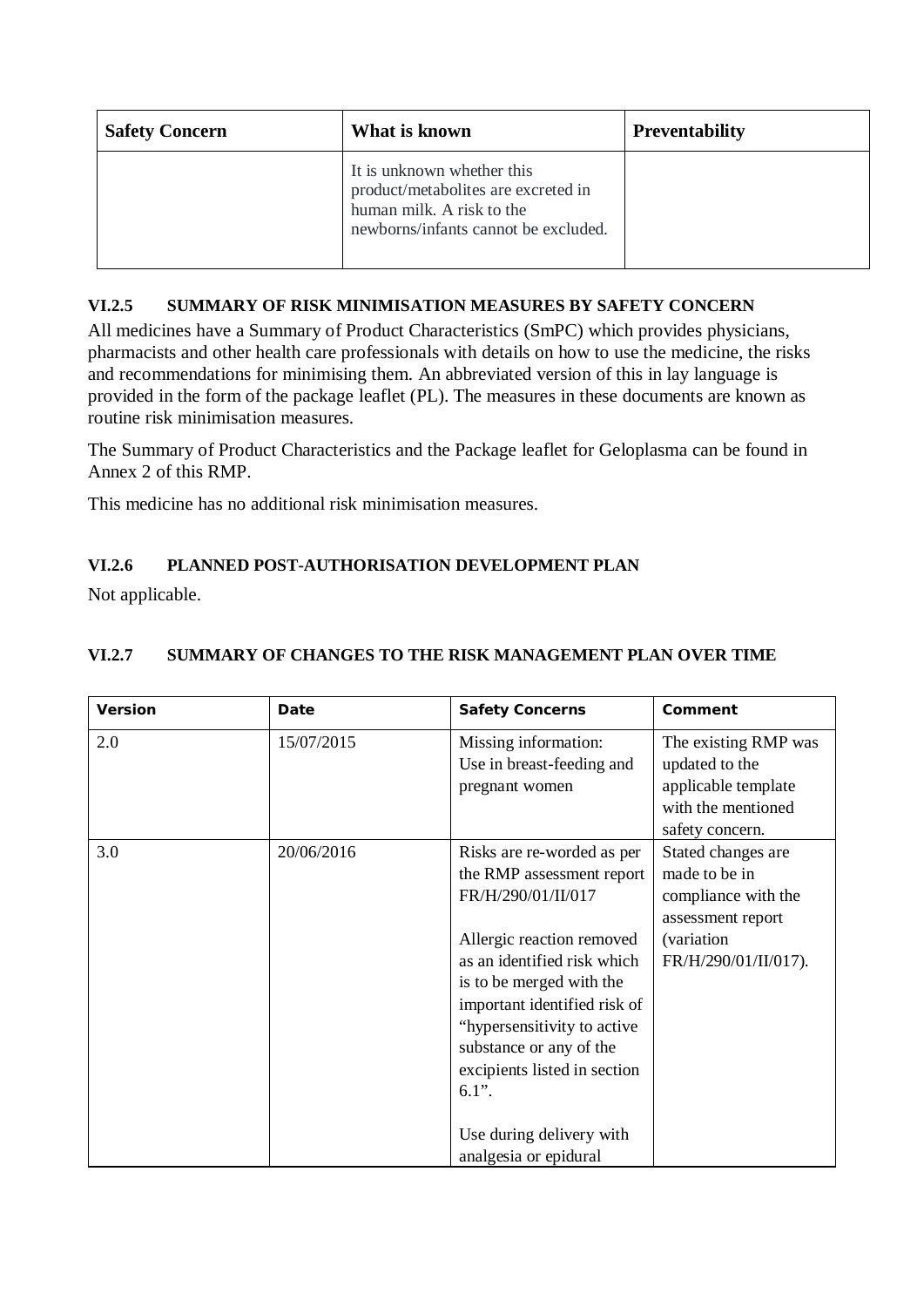| Safety Concern | What is known | Preventability |
|---|---|---|
| | It is unknown whether this product/metabolites are excreted in human milk. A risk to the newborns/infants cannot be excluded. | |

### VI.2.5 SUMMARY OF RISK MINIMISATION MEASURES BY SAFETY CONCERN

All medicines have a Summary of Product Characteristics (SmPC) which provides physicians, pharmacists and other health care professionals with details on how to use the medicine, the risks and recommendations for minimising them. An abbreviated version of this in lay language is provided in the form of the package leaflet (PL). The measures in these documents are known as routine risk minimisation measures.

The Summary of Product Characteristics and the Package leaflet for Geloplasma can be found in Annex 2 of this RMP.

This medicine has no additional risk minimisation measures.

### VI.2.6 PLANNED POST-AUTHORISATION DEVELOPMENT PLAN

Not applicable.

### VI.2.7 SUMMARY OF CHANGES TO THE RISK MANAGEMENT PLAN OVER TIME

| Version | Date | Safety Concerns | Comment |
|---|---|---|---|
| 2.0 | 15/07/2015 | Missing information: Use in breast-feeding and pregnant women | The existing RMP was updated to the applicable template with the mentioned safety concern. |
| 3.0 | 20/06/2016 | Risks are re-worded as per the RMP assessment report FR/H/290/01/II/017<br><br>Allergic reaction removed as an identified risk which is to be merged with the important identified risk of "hypersensitivity to active substance or any of the excipients listed in section 6.1".<br><br>Use during delivery with analgesia or epidural | Stated changes are made to be in compliance with the assessment report (variation FR/H/290/01/II/017). |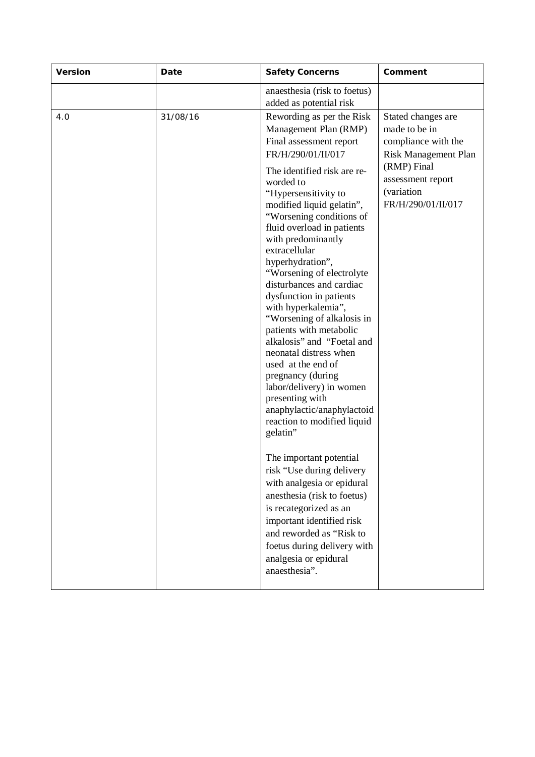| Version | Date | Safety Concerns | Comment |
| --- | --- | --- | --- |
| | | anaesthesia (risk to foetus) added as potential risk | |
| 4.0 | 31/08/16 | Rewording as per the Risk Management Plan (RMP) Final assessment report FR/H/290/01/II/017<br><br>The identified risk are re-worded to "Hypersensitivity to modified liquid gelatin", "Worsening conditions of fluid overload in patients with predominantly extracellular hyperhydration", "Worsening of electrolyte disturbances and cardiac dysfunction in patients with hyperkalemia", "Worsening of alkalosis in patients with metabolic alkalosis" and "Foetal and neonatal distress when used at the end of pregnancy (during labor/delivery) in women presenting with anaphylactic/anaphylactoid reaction to modified liquid gelatin"<br><br>The important potential risk "Use during delivery with analgesia or epidural anesthesia (risk to foetus) is recategorized as an important identified risk and reworded as "Risk to foetus during delivery with analgesia or epidural anaesthesia". | Stated changes are made to be in compliance with the Risk Management Plan (RMP) Final assessment report (variation FR/H/290/01/II/017 |